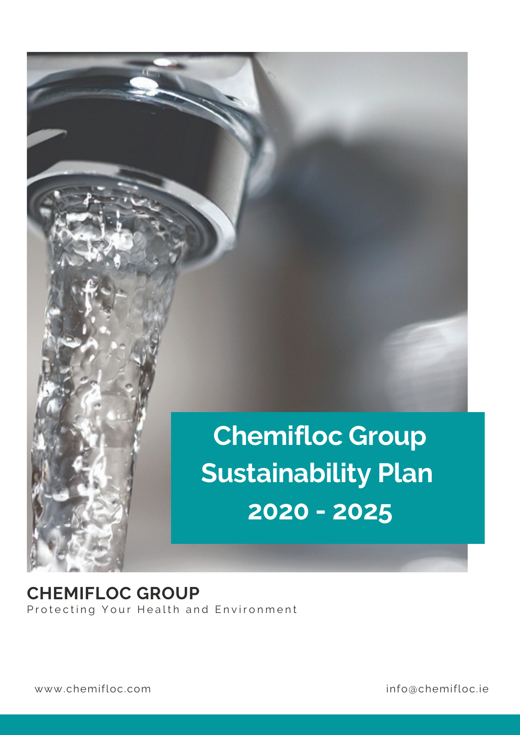# Chemifloc Group Sustainability Plan 2020 - 2025

**CHEMIFLOC GROUP**

Protecting Your Health and Environment

www.chemifloc.com

info@chemifloc.ie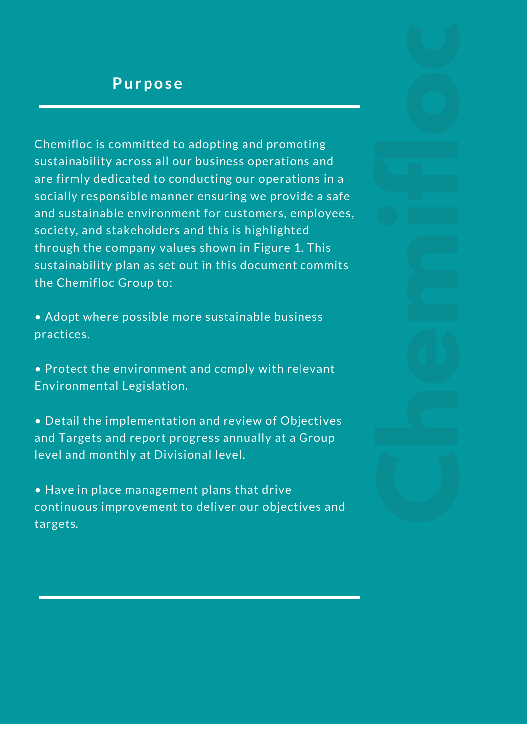## Purpose

Chemifloc is committed to adopting and promoting sustainability across all our business operations and are firmly dedicated to conducting our operations in a socially responsible manner ensuring we provide a safe and sustainable environment for customers, employees, society, and stakeholders and this is highlighted through the company values shown in Figure 1. This sustainability plan as set out in this document commits the Chemifloc Group to:

- Adopt where possible more sustainable business practices.
- Protect the environment and comply with relevant Environmental Legislation.
- Detail the implementation and review of Objectives and Targets and report progress annually at a Group level and monthly at Divisional level.
- Have in place management plans that drive continuous improvement to deliver our objectives and targets.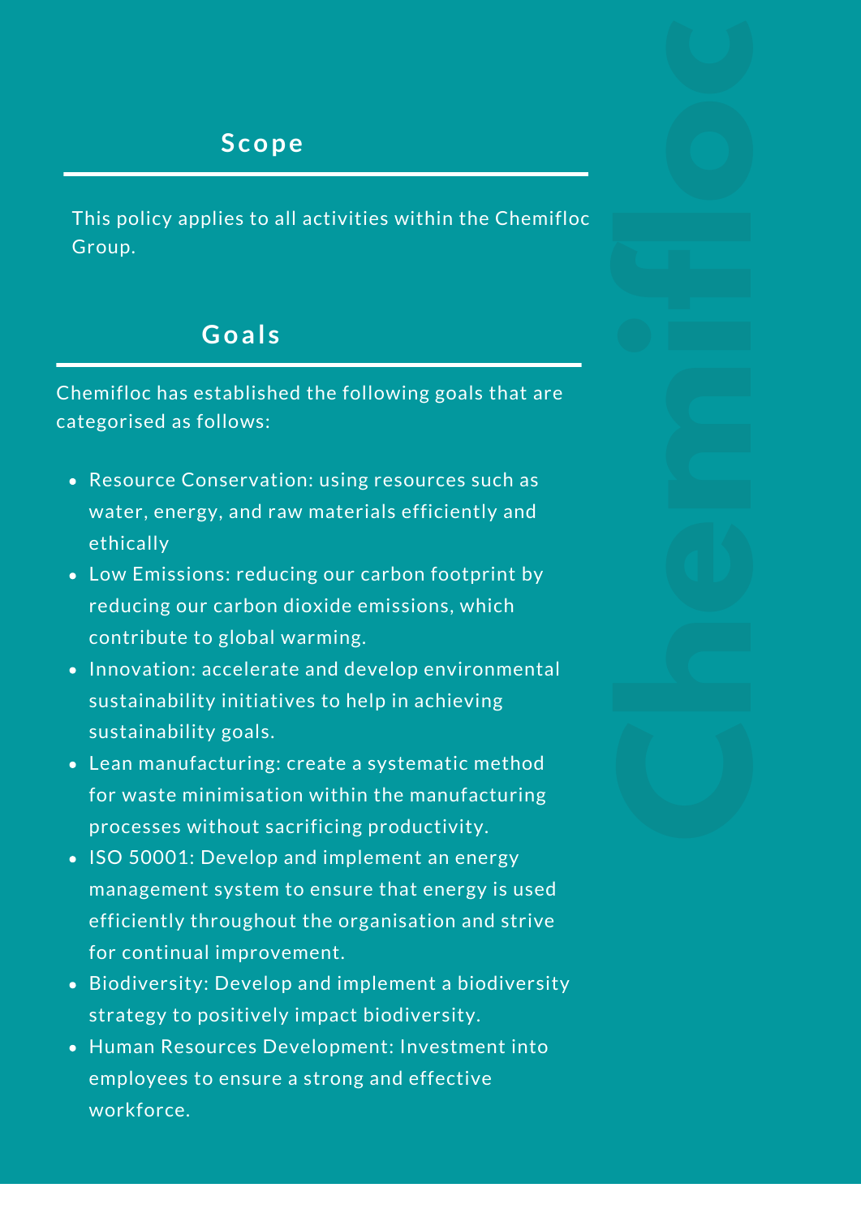## Scope

This policy applies to all activities within the Chemifloc Group.

## Goals

Chemifloc has established the following goals that are categorised as follows:

- Resource Conservation: using resources such as water, energy, and raw materials efficiently and ethically
- Low Emissions: reducing our carbon footprint by reducing our carbon dioxide emissions, which contribute to global warming.
- Innovation: accelerate and develop environmental sustainability initiatives to help in achieving sustainability goals.
- Lean manufacturing: create a systematic method for waste minimisation within the manufacturing processes without sacrificing productivity.
- ISO 50001: Develop and implement an energy management system to ensure that energy is used efficiently throughout the organisation and strive for continual improvement.
- Biodiversity: Develop and implement a biodiversity strategy to positively impact biodiversity.
- Human Resources Development: Investment into employees to ensure a strong and effective workforce.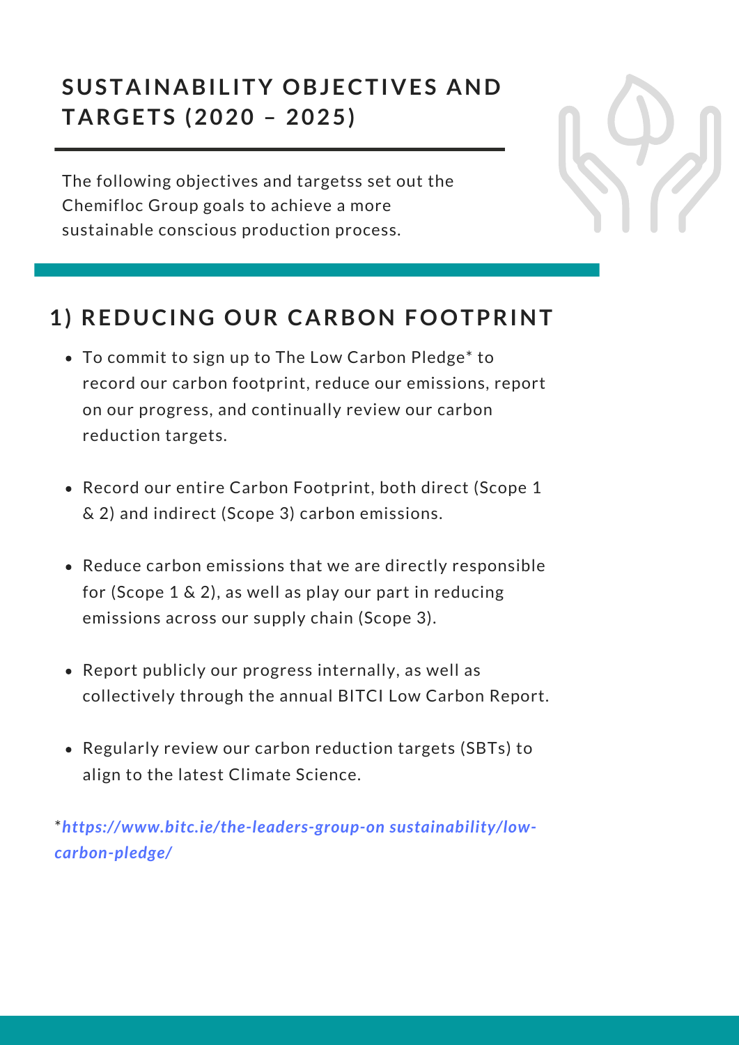# SUSTAINABILITY OBJECTIVES AND TARGETS (2020 – 2025)

The following objectives and targetss set out the Chemifloc Group goals to achieve a more sustainable conscious production process.

## 1) REDUCING OUR CARBON FOOTPRINT

- To commit to sign up to The Low Carbon Pledge* to record our carbon footprint, reduce our emissions, report on our progress, and continually review our carbon reduction targets.
- Record our entire Carbon Footprint, both direct (Scope 1 & 2) and indirect (Scope 3) carbon emissions.
- Reduce carbon emissions that we are directly responsible for (Scope 1 & 2), as well as play our part in reducing emissions across our supply chain (Scope 3).
- Report publicly our progress internally, as well as collectively through the annual BITCI Low Carbon Report.
- Regularly review our carbon reduction targets (SBTs) to align to the latest Climate Science.

**_*https://www.bitc.ie/the-leaders-group-on sustainability/low-carbon-pledge/_**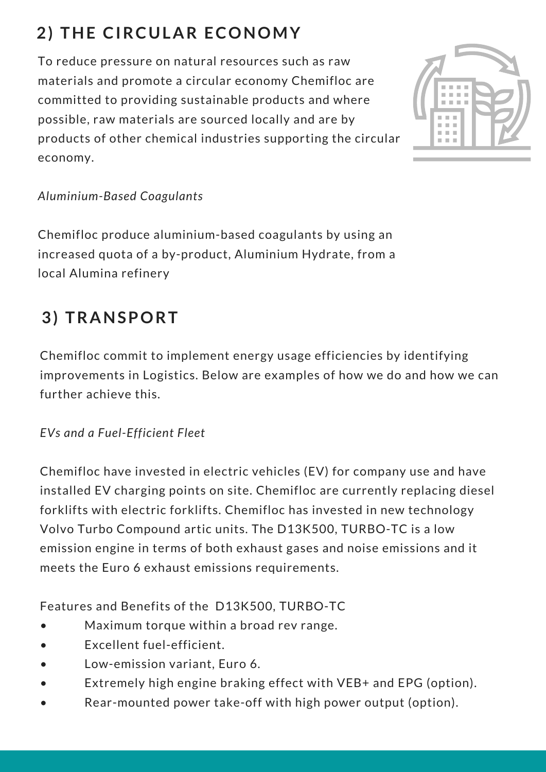## 2) THE CIRCULAR ECONOMY

To reduce pressure on natural resources such as raw materials and promote a circular economy Chemifloc are committed to providing sustainable products and where possible, raw materials are sourced locally and are by products of other chemical industries supporting the circular economy.

*Aluminium-Based Coagulants*

Chemifloc produce aluminium-based coagulants by using an increased quota of a by-product, Aluminium Hydrate, from a local Alumina refinery

## 3) TRANSPORT

Chemifloc commit to implement energy usage efficiencies by identifying improvements in Logistics. Below are examples of how we do and how we can further achieve this.

*EVs and a Fuel-Efficient Fleet*

Chemifloc have invested in electric vehicles (EV) for company use and have installed EV charging points on site. Chemifloc are currently replacing diesel forklifts with electric forklifts. Chemifloc has invested in new technology Volvo Turbo Compound artic units. The D13K500, TURBO-TC is a low emission engine in terms of both exhaust gases and noise emissions and it meets the Euro 6 exhaust emissions requirements.

Features and Benefits of the D13K500, TURBO-TC

- Maximum torque within a broad rev range.
- Excellent fuel-efficient.
- Low-emission variant, Euro 6.
- Extremely high engine braking effect with VEB+ and EPG (option).
- Rear-mounted power take-off with high power output (option).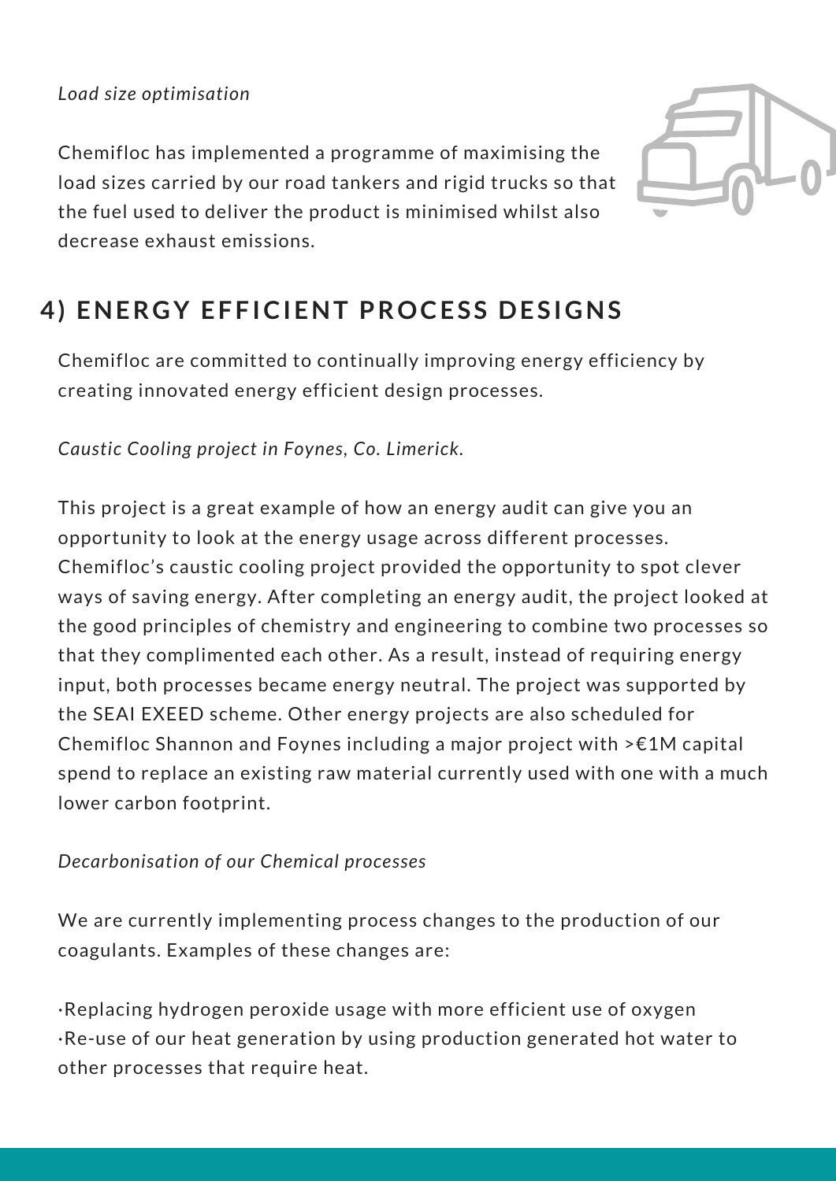*Load size optimisation*

Chemifloc has implemented a programme of maximising the load sizes carried by our road tankers and rigid trucks so that the fuel used to deliver the product is minimised whilst also decrease exhaust emissions.

## 4) ENERGY EFFICIENT PROCESS DESIGNS

Chemifloc are committed to continually improving energy efficiency by creating innovated energy efficient design processes.

*Caustic Cooling project in Foynes, Co. Limerick.*

This project is a great example of how an energy audit can give you an opportunity to look at the energy usage across different processes. Chemifloc's caustic cooling project provided the opportunity to spot clever ways of saving energy. After completing an energy audit, the project looked at the good principles of chemistry and engineering to combine two processes so that they complimented each other. As a result, instead of requiring energy input, both processes became energy neutral. The project was supported by the SEAI EXEED scheme. Other energy projects are also scheduled for Chemifloc Shannon and Foynes including a major project with >€1M capital spend to replace an existing raw material currently used with one with a much lower carbon footprint.

*Decarbonisation of our Chemical processes*

We are currently implementing process changes to the production of our coagulants. Examples of these changes are:

·Replacing hydrogen peroxide usage with more efficient use of oxygen
·Re-use of our heat generation by using production generated hot water to other processes that require heat.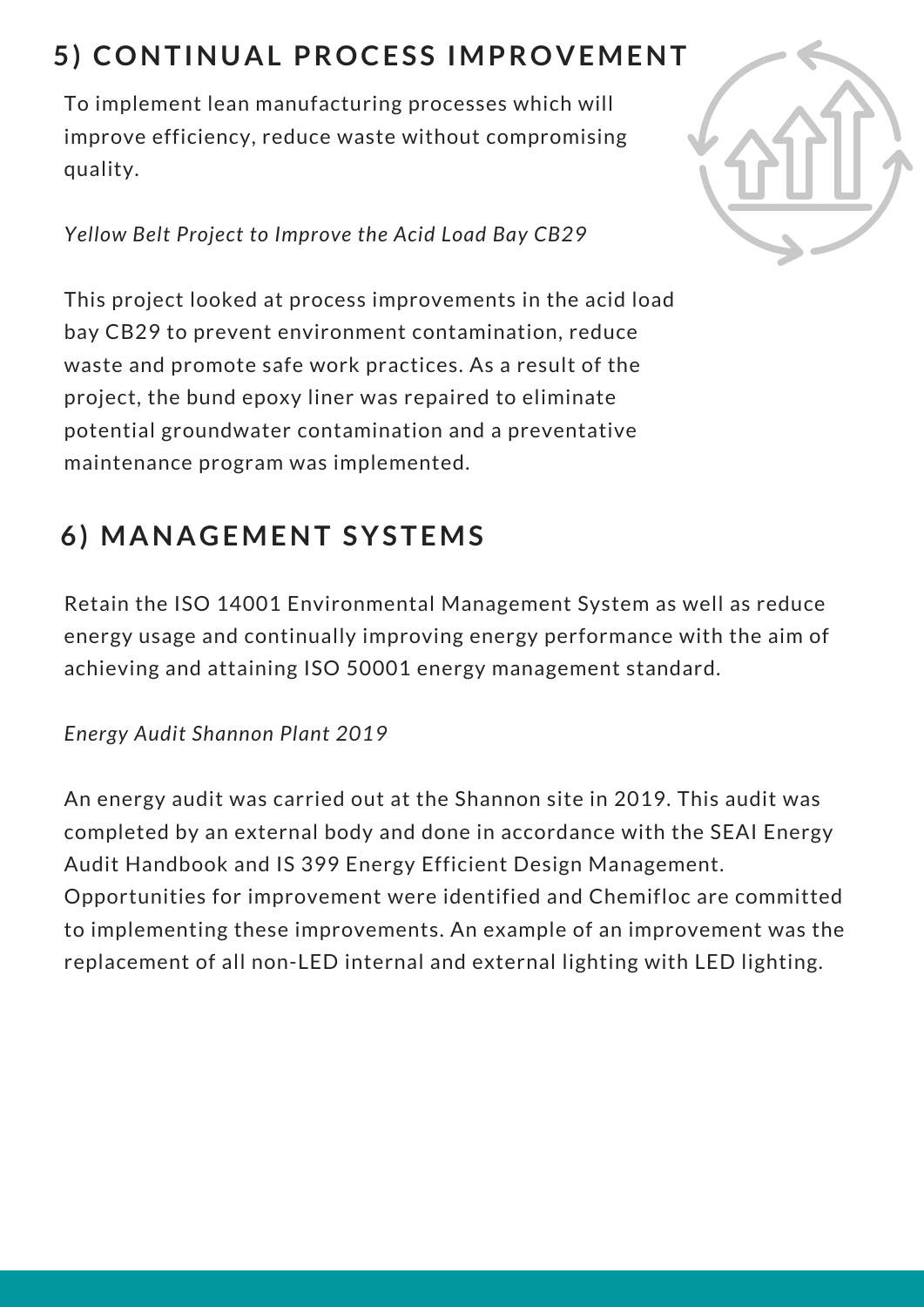## 5) CONTINUAL PROCESS IMPROVEMENT

To implement lean manufacturing processes which will improve efficiency, reduce waste without compromising quality.

*Yellow Belt Project to Improve the Acid Load Bay CB29*

This project looked at process improvements in the acid load bay CB29 to prevent environment contamination, reduce waste and promote safe work practices. As a result of the project, the bund epoxy liner was repaired to eliminate potential groundwater contamination and a preventative maintenance program was implemented.

## 6) MANAGEMENT SYSTEMS

Retain the ISO 14001 Environmental Management System as well as reduce energy usage and continually improving energy performance with the aim of achieving and attaining ISO 50001 energy management standard.

*Energy Audit Shannon Plant 2019*

An energy audit was carried out at the Shannon site in 2019. This audit was completed by an external body and done in accordance with the SEAI Energy Audit Handbook and IS 399 Energy Efficient Design Management. Opportunities for improvement were identified and Chemifloc are committed to implementing these improvements. An example of an improvement was the replacement of all non-LED internal and external lighting with LED lighting.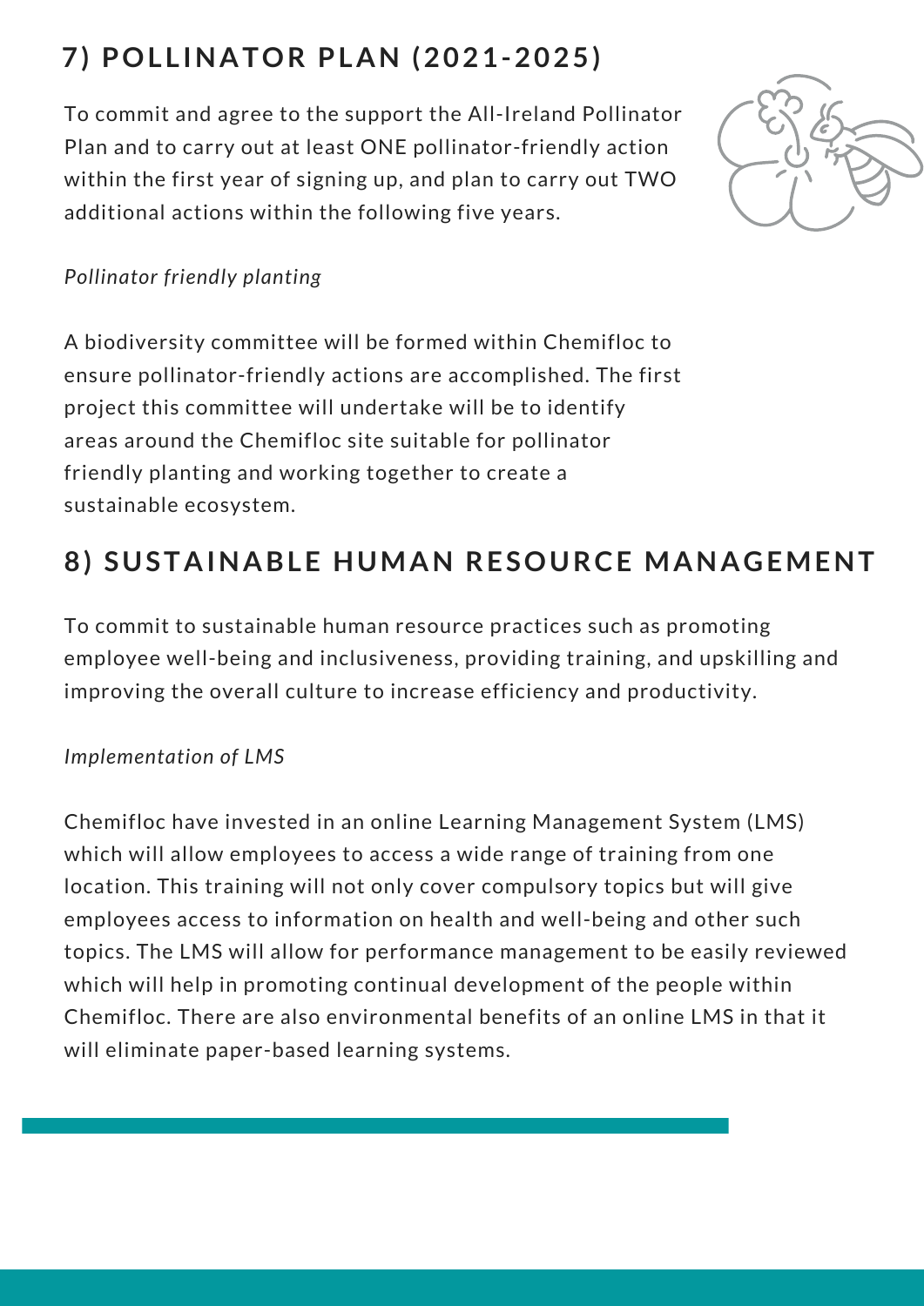## 7) POLLINATOR PLAN (2021-2025)

To commit and agree to the support the All-Ireland Pollinator Plan and to carry out at least ONE pollinator-friendly action within the first year of signing up, and plan to carry out TWO additional actions within the following five years.

*Pollinator friendly planting*

A biodiversity committee will be formed within Chemifloc to ensure pollinator-friendly actions are accomplished. The first project this committee will undertake will be to identify areas around the Chemifloc site suitable for pollinator friendly planting and working together to create a sustainable ecosystem.

## 8) SUSTAINABLE HUMAN RESOURCE MANAGEMENT

To commit to sustainable human resource practices such as promoting employee well-being and inclusiveness, providing training, and upskilling and improving the overall culture to increase efficiency and productivity.

*Implementation of LMS*

Chemifloc have invested in an online Learning Management System (LMS) which will allow employees to access a wide range of training from one location. This training will not only cover compulsory topics but will give employees access to information on health and well-being and other such topics. The LMS will allow for performance management to be easily reviewed which will help in promoting continual development of the people within Chemifloc. There are also environmental benefits of an online LMS in that it will eliminate paper-based learning systems.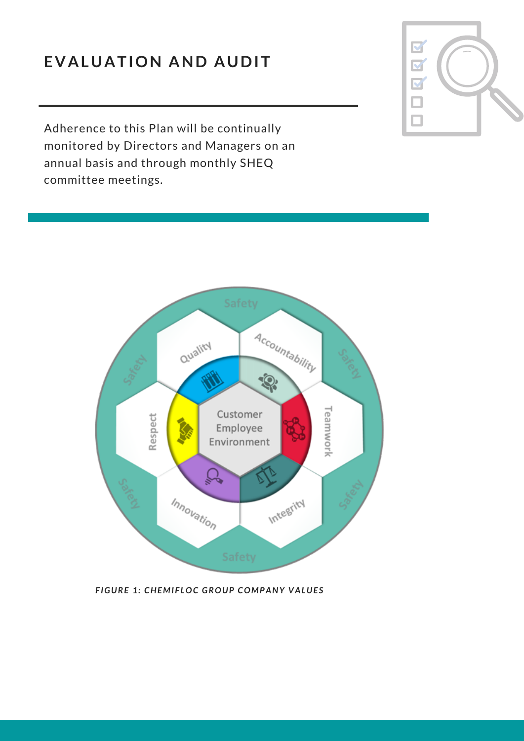# EVALUATION AND AUDIT

Adherence to this Plan will be continually monitored by Directors and Managers on an annual basis and through monthly SHEQ committee meetings.

Safety
Quality
Accountability
Safety
Safety
Respect
Customer
Employee
Environment
Teamwork
Safety
Safety
Innovation
Integrity
Safety

*FIGURE 1: CHEMIFLOC GROUP COMPANY VALUES*